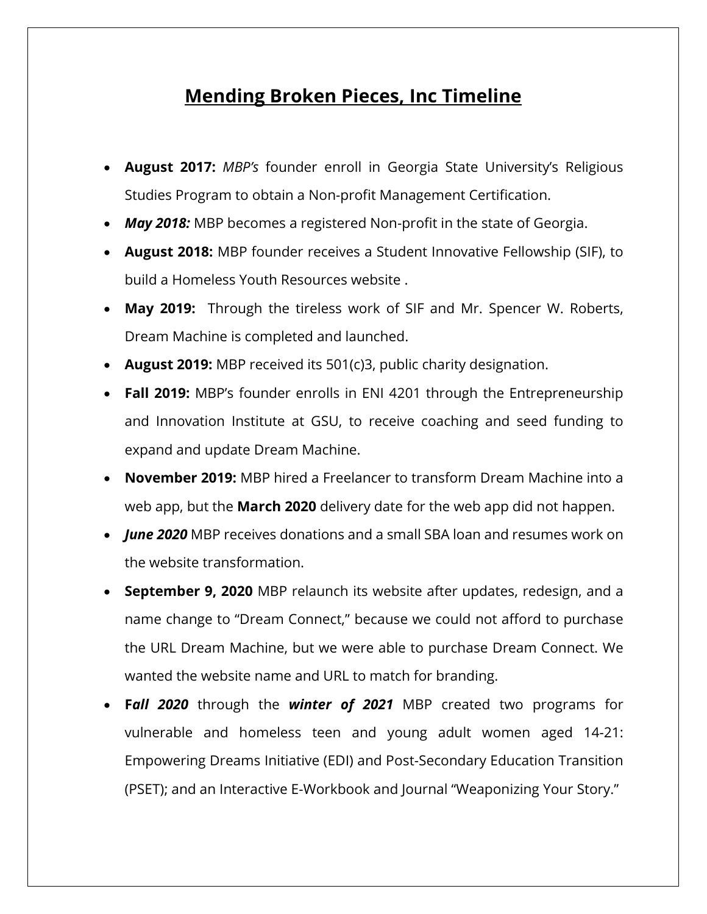# Mending Broken Pieces, Inc Timeline

- **August 2017:** *MBP's* founder enroll in Georgia State University's Religious Studies Program to obtain a Non-profit Management Certification.
- ***May 2018:*** MBP becomes a registered Non-profit in the state of Georgia.
- **August 2018:** MBP founder receives a Student Innovative Fellowship (SIF), to build a Homeless Youth Resources website .
- **May 2019:** Through the tireless work of SIF and Mr. Spencer W. Roberts, Dream Machine is completed and launched.
- **August 2019:** MBP received its 501(c)3, public charity designation.
- **Fall 2019:** MBP's founder enrolls in ENI 4201 through the Entrepreneurship and Innovation Institute at GSU, to receive coaching and seed funding to expand and update Dream Machine.
- **November 2019:** MBP hired a Freelancer to transform Dream Machine into a web app, but the **March 2020** delivery date for the web app did not happen.
- ***June 2020*** MBP receives donations and a small SBA loan and resumes work on the website transformation.
- **September 9, 2020** MBP relaunch its website after updates, redesign, and a name change to "Dream Connect," because we could not afford to purchase the URL Dream Machine, but we were able to purchase Dream Connect. We wanted the website name and URL to match for branding.
- **F*all 2020*** through the ***winter of 2021*** MBP created two programs for vulnerable and homeless teen and young adult women aged 14-21: Empowering Dreams Initiative (EDI) and Post-Secondary Education Transition (PSET); and an Interactive E-Workbook and Journal "Weaponizing Your Story."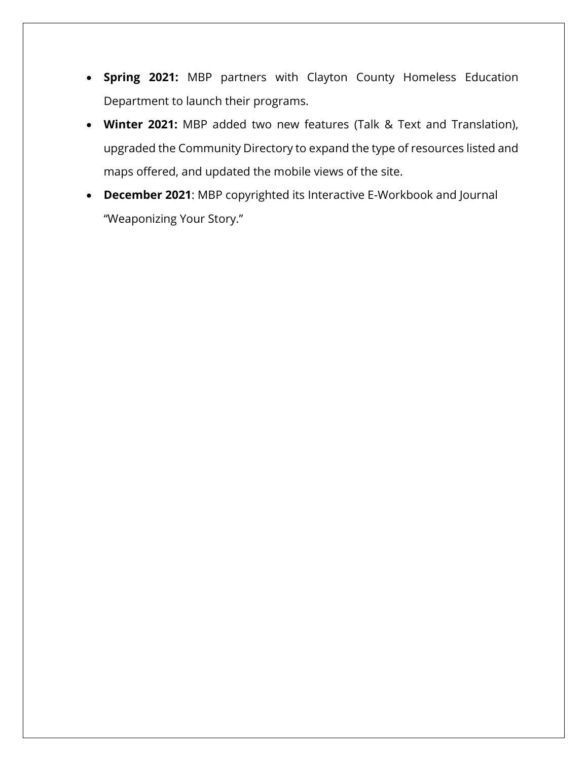- **Spring 2021:** MBP partners with Clayton County Homeless Education Department to launch their programs.
- **Winter 2021:** MBP added two new features (Talk & Text and Translation), upgraded the Community Directory to expand the type of resources listed and maps offered, and updated the mobile views of the site.
- **December 2021**: MBP copyrighted its Interactive E-Workbook and Journal "Weaponizing Your Story."